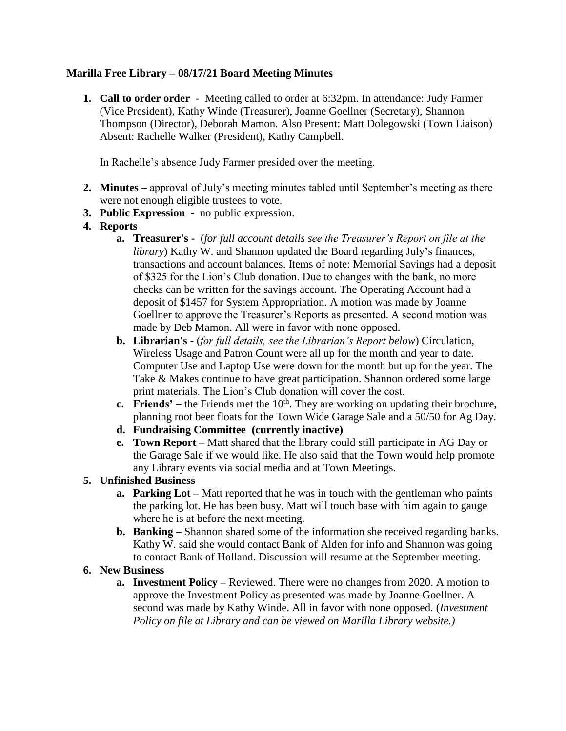**Marilla Free Library – 08/17/21 Board Meeting Minutes**

1. **Call to order order** - Meeting called to order at 6:32pm. In attendance: Judy Farmer (Vice President), Kathy Winde (Treasurer), Joanne Goellner (Secretary), Shannon Thompson (Director), Deborah Mamon. Also Present: Matt Dolegowski (Town Liaison) Absent: Rachelle Walker (President), Kathy Campbell.

   In Rachelle's absence Judy Farmer presided over the meeting.

2. **Minutes –** approval of July's meeting minutes tabled until September's meeting as there were not enough eligible trustees to vote.
3. **Public Expression** - no public expression.
4. **Reports**
   a. **Treasurer's -** (*for full account details see the Treasurer's Report on file at the library*) Kathy W. and Shannon updated the Board regarding July's finances, transactions and account balances. Items of note: Memorial Savings had a deposit of $325 for the Lion's Club donation. Due to changes with the bank, no more checks can be written for the savings account. The Operating Account had a deposit of $1457 for System Appropriation. A motion was made by Joanne Goellner to approve the Treasurer's Reports as presented. A second motion was made by Deb Mamon. All were in favor with none opposed.
   b. **Librarian's -** (*for full details, see the Librarian's Report below*) Circulation, Wireless Usage and Patron Count were all up for the month and year to date. Computer Use and Laptop Use were down for the month but up for the year. The Take & Makes continue to have great participation. Shannon ordered some large print materials. The Lion's Club donation will cover the cost.
   c. **Friends' –** the Friends met the 10th. They are working on updating their brochure, planning root beer floats for the Town Wide Garage Sale and a 50/50 for Ag Day.
   d. ~~**Fundraising Committee**~~ **(currently inactive)**
   e. **Town Report –** Matt shared that the library could still participate in AG Day or the Garage Sale if we would like. He also said that the Town would help promote any Library events via social media and at Town Meetings.
5. **Unfinished Business**
   a. **Parking Lot –** Matt reported that he was in touch with the gentleman who paints the parking lot. He has been busy. Matt will touch base with him again to gauge where he is at before the next meeting.
   b. **Banking –** Shannon shared some of the information she received regarding banks. Kathy W. said she would contact Bank of Alden for info and Shannon was going to contact Bank of Holland. Discussion will resume at the September meeting.
6. **New Business**
   a. **Investment Policy –** Reviewed. There were no changes from 2020. A motion to approve the Investment Policy as presented was made by Joanne Goellner. A second was made by Kathy Winde. All in favor with none opposed. (*Investment Policy on file at Library and can be viewed on Marilla Library website.)*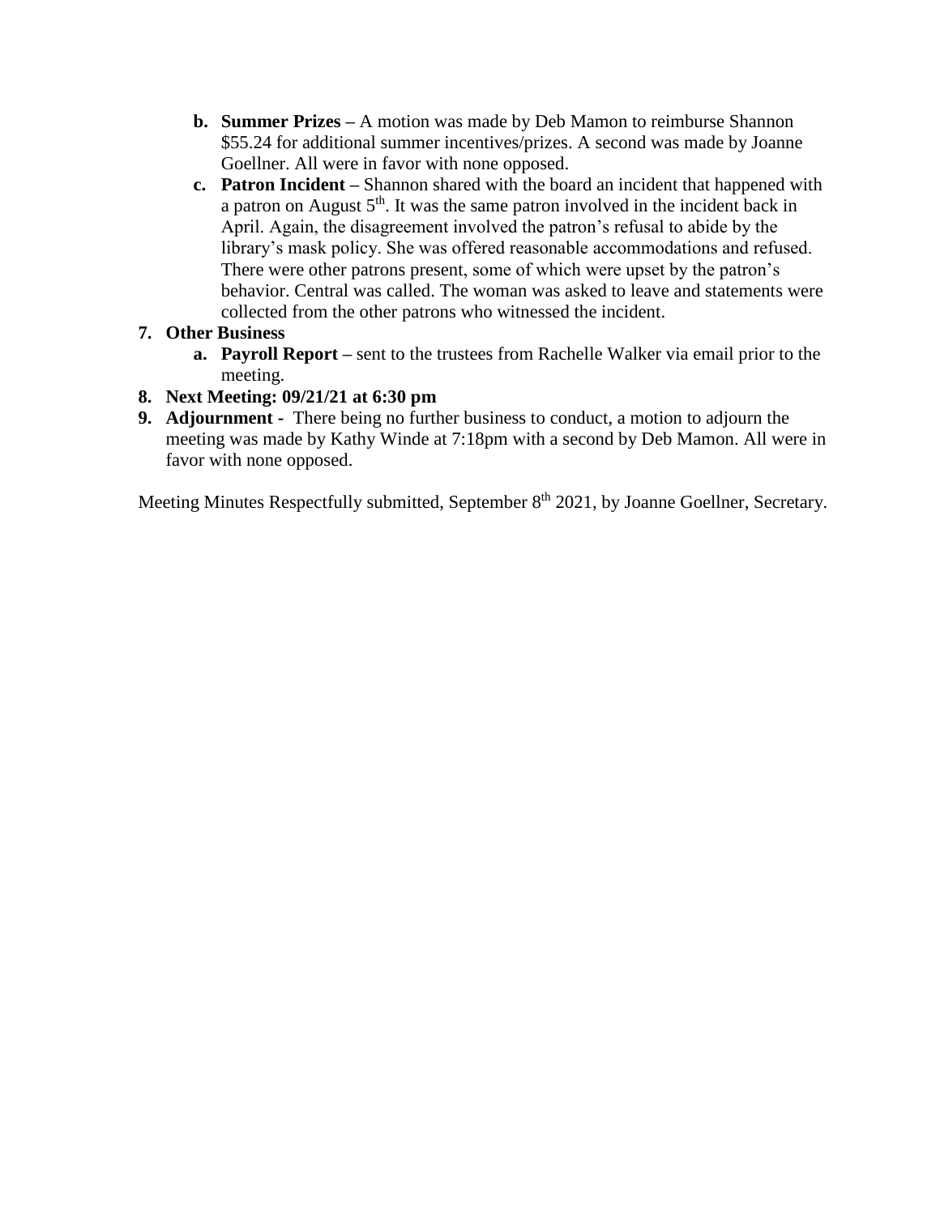b. **Summer Prizes** – A motion was made by Deb Mamon to reimburse Shannon $55.24 for additional summer incentives/prizes. A second was made by Joanne Goellner. All were in favor with none opposed.
   c. **Patron Incident** – Shannon shared with the board an incident that happened with a patron on August 5th. It was the same patron involved in the incident back in April. Again, the disagreement involved the patron's refusal to abide by the library's mask policy. She was offered reasonable accommodations and refused. There were other patrons present, some of which were upset by the patron's behavior. Central was called. The woman was asked to leave and statements were collected from the other patrons who witnessed the incident.

7. **Other Business**
   a. **Payroll Report** – sent to the trustees from Rachelle Walker via email prior to the meeting.
8. **Next Meeting: 09/21/21 at 6:30 pm**
9. **Adjournment -** There being no further business to conduct, a motion to adjourn the meeting was made by Kathy Winde at 7:18pm with a second by Deb Mamon. All were in favor with none opposed.

Meeting Minutes Respectfully submitted, September 8th 2021, by Joanne Goellner, Secretary.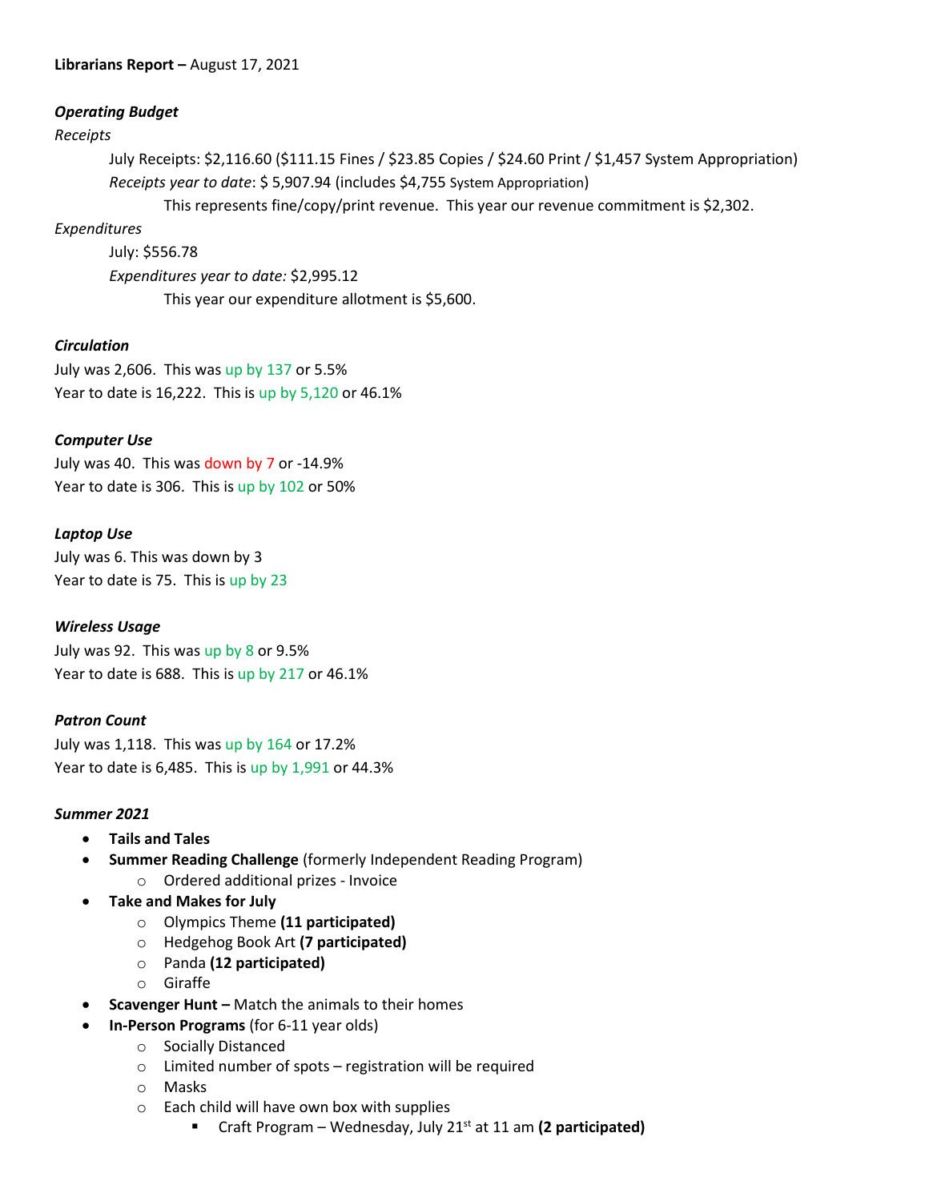**Librarians Report –** August 17, 2021

***Operating Budget***

*Receipts*

July Receipts: $2,116.60 ($111.15 Fines / $23.85 Copies / $24.60 Print / $1,457 System Appropriation)

*Receipts year to date*: $ 5,907.94 (includes $4,755 System Appropriation)

This represents fine/copy/print revenue. This year our revenue commitment is $2,302.

*Expenditures*

July: $556.78

*Expenditures year to date:* $2,995.12

This year our expenditure allotment is $5,600.

***Circulation***

July was 2,606. This was up by 137 or 5.5%

Year to date is 16,222. This is up by 5,120 or 46.1%

***Computer Use***

July was 40. This was down by 7 or -14.9%

Year to date is 306. This is up by 102 or 50%

***Laptop Use***

July was 6. This was down by 3

Year to date is 75. This is up by 23

***Wireless Usage***

July was 92. This was up by 8 or 9.5%

Year to date is 688. This is up by 217 or 46.1%

***Patron Count***

July was 1,118. This was up by 164 or 17.2%

Year to date is 6,485. This is up by 1,991 or 44.3%

***Summer 2021***

- **Tails and Tales**
- **Summer Reading Challenge** (formerly Independent Reading Program)
  - Ordered additional prizes - Invoice
- **Take and Makes for July**
  - Olympics Theme **(11 participated)**
  - Hedgehog Book Art **(7 participated)**
  - Panda **(12 participated)**
  - Giraffe
- **Scavenger Hunt –** Match the animals to their homes
- **In-Person Programs** (for 6-11 year olds)
  - Socially Distanced
  - Limited number of spots – registration will be required
  - Masks
  - Each child will have own box with supplies
    - Craft Program – Wednesday, July 21st at 11 am **(2 participated)**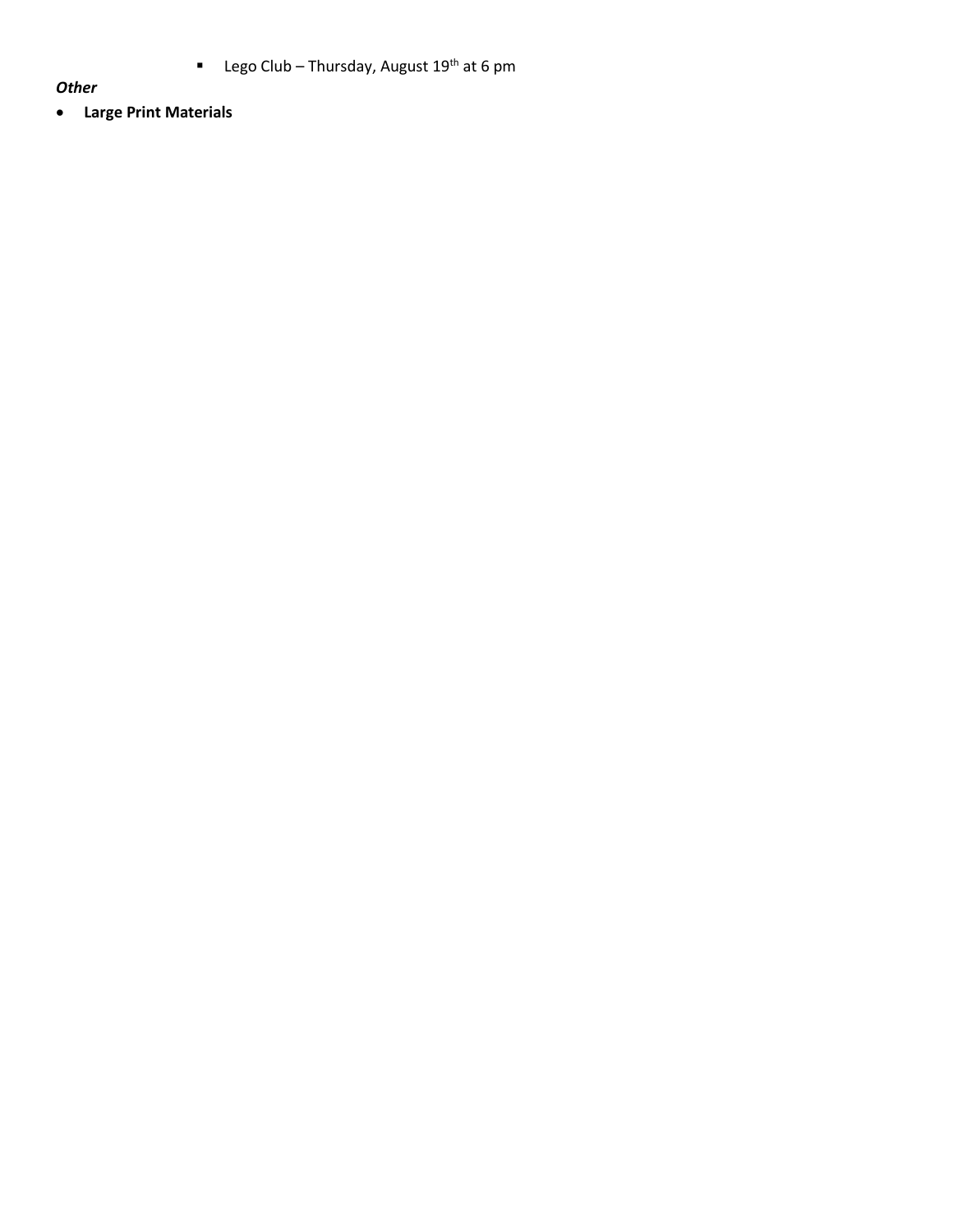- Lego Club – Thursday, August 19th at 6 pm

***Other***

- **Large Print Materials**